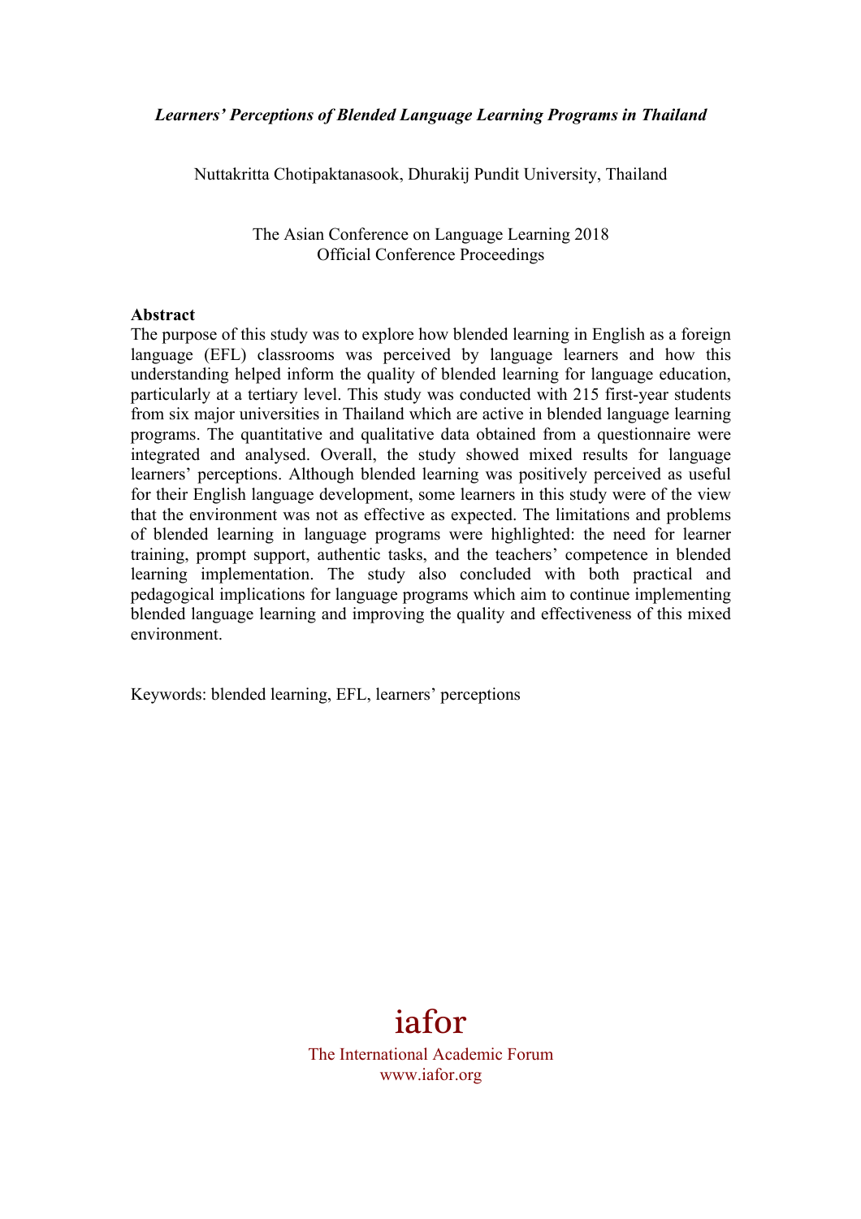*Learners' Perceptions of Blended Language Learning Programs in Thailand*

Nuttakritta Chotipaktanasook, Dhurakij Pundit University, Thailand

The Asian Conference on Language Learning 2018
Official Conference Proceedings

**Abstract**

The purpose of this study was to explore how blended learning in English as a foreign language (EFL) classrooms was perceived by language learners and how this understanding helped inform the quality of blended learning for language education, particularly at a tertiary level. This study was conducted with 215 first-year students from six major universities in Thailand which are active in blended language learning programs. The quantitative and qualitative data obtained from a questionnaire were integrated and analysed. Overall, the study showed mixed results for language learners' perceptions. Although blended learning was positively perceived as useful for their English language development, some learners in this study were of the view that the environment was not as effective as expected. The limitations and problems of blended learning in language programs were highlighted: the need for learner training, prompt support, authentic tasks, and the teachers' competence in blended learning implementation. The study also concluded with both practical and pedagogical implications for language programs which aim to continue implementing blended language learning and improving the quality and effectiveness of this mixed environment.

Keywords: blended learning, EFL, learners' perceptions

iafor

The International Academic Forum
www.iafor.org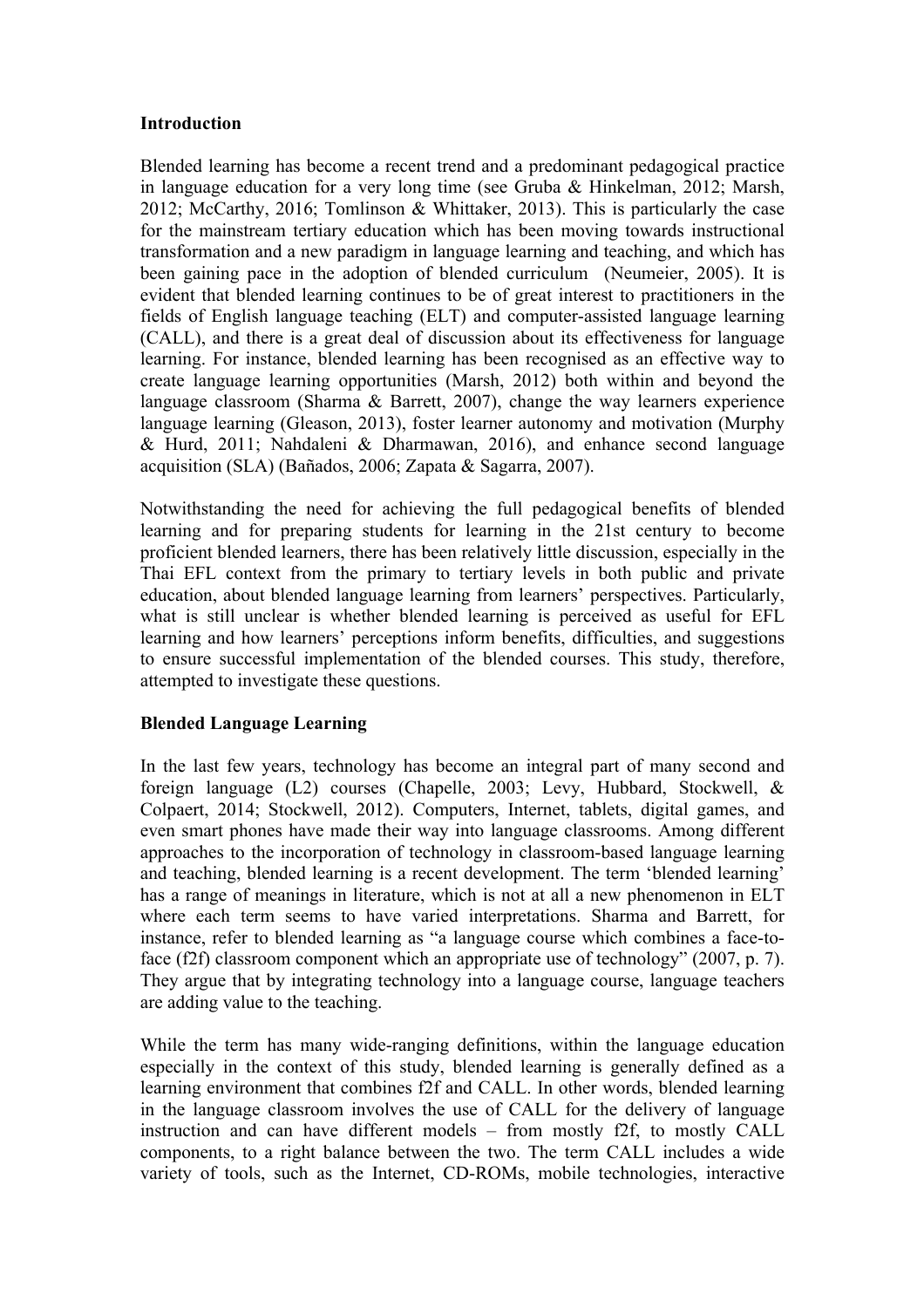**Introduction**

Blended learning has become a recent trend and a predominant pedagogical practice in language education for a very long time (see Gruba & Hinkelman, 2012; Marsh, 2012; McCarthy, 2016; Tomlinson & Whittaker, 2013). This is particularly the case for the mainstream tertiary education which has been moving towards instructional transformation and a new paradigm in language learning and teaching, and which has been gaining pace in the adoption of blended curriculum (Neumeier, 2005). It is evident that blended learning continues to be of great interest to practitioners in the fields of English language teaching (ELT) and computer-assisted language learning (CALL), and there is a great deal of discussion about its effectiveness for language learning. For instance, blended learning has been recognised as an effective way to create language learning opportunities (Marsh, 2012) both within and beyond the language classroom (Sharma & Barrett, 2007), change the way learners experience language learning (Gleason, 2013), foster learner autonomy and motivation (Murphy & Hurd, 2011; Nahdaleni & Dharmawan, 2016), and enhance second language acquisition (SLA) (Bañados, 2006; Zapata & Sagarra, 2007).

Notwithstanding the need for achieving the full pedagogical benefits of blended learning and for preparing students for learning in the 21st century to become proficient blended learners, there has been relatively little discussion, especially in the Thai EFL context from the primary to tertiary levels in both public and private education, about blended language learning from learners' perspectives. Particularly, what is still unclear is whether blended learning is perceived as useful for EFL learning and how learners' perceptions inform benefits, difficulties, and suggestions to ensure successful implementation of the blended courses. This study, therefore, attempted to investigate these questions.

**Blended Language Learning**

In the last few years, technology has become an integral part of many second and foreign language (L2) courses (Chapelle, 2003; Levy, Hubbard, Stockwell, & Colpaert, 2014; Stockwell, 2012). Computers, Internet, tablets, digital games, and even smart phones have made their way into language classrooms. Among different approaches to the incorporation of technology in classroom-based language learning and teaching, blended learning is a recent development. The term 'blended learning' has a range of meanings in literature, which is not at all a new phenomenon in ELT where each term seems to have varied interpretations. Sharma and Barrett, for instance, refer to blended learning as "a language course which combines a face-to-face (f2f) classroom component which an appropriate use of technology" (2007, p. 7). They argue that by integrating technology into a language course, language teachers are adding value to the teaching.

While the term has many wide-ranging definitions, within the language education especially in the context of this study, blended learning is generally defined as a learning environment that combines f2f and CALL. In other words, blended learning in the language classroom involves the use of CALL for the delivery of language instruction and can have different models – from mostly f2f, to mostly CALL components, to a right balance between the two. The term CALL includes a wide variety of tools, such as the Internet, CD-ROMs, mobile technologies, interactive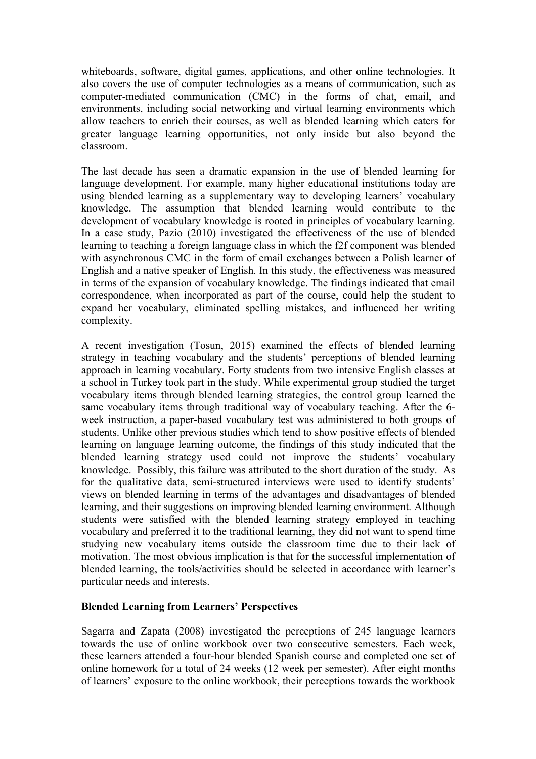whiteboards, software, digital games, applications, and other online technologies. It also covers the use of computer technologies as a means of communication, such as computer-mediated communication (CMC) in the forms of chat, email, and environments, including social networking and virtual learning environments which allow teachers to enrich their courses, as well as blended learning which caters for greater language learning opportunities, not only inside but also beyond the classroom.

The last decade has seen a dramatic expansion in the use of blended learning for language development. For example, many higher educational institutions today are using blended learning as a supplementary way to developing learners' vocabulary knowledge. The assumption that blended learning would contribute to the development of vocabulary knowledge is rooted in principles of vocabulary learning. In a case study, Pazio (2010) investigated the effectiveness of the use of blended learning to teaching a foreign language class in which the f2f component was blended with asynchronous CMC in the form of email exchanges between a Polish learner of English and a native speaker of English. In this study, the effectiveness was measured in terms of the expansion of vocabulary knowledge. The findings indicated that email correspondence, when incorporated as part of the course, could help the student to expand her vocabulary, eliminated spelling mistakes, and influenced her writing complexity.

A recent investigation (Tosun, 2015) examined the effects of blended learning strategy in teaching vocabulary and the students' perceptions of blended learning approach in learning vocabulary. Forty students from two intensive English classes at a school in Turkey took part in the study. While experimental group studied the target vocabulary items through blended learning strategies, the control group learned the same vocabulary items through traditional way of vocabulary teaching. After the 6-week instruction, a paper-based vocabulary test was administered to both groups of students. Unlike other previous studies which tend to show positive effects of blended learning on language learning outcome, the findings of this study indicated that the blended learning strategy used could not improve the students' vocabulary knowledge. Possibly, this failure was attributed to the short duration of the study. As for the qualitative data, semi-structured interviews were used to identify students' views on blended learning in terms of the advantages and disadvantages of blended learning, and their suggestions on improving blended learning environment. Although students were satisfied with the blended learning strategy employed in teaching vocabulary and preferred it to the traditional learning, they did not want to spend time studying new vocabulary items outside the classroom time due to their lack of motivation. The most obvious implication is that for the successful implementation of blended learning, the tools/activities should be selected in accordance with learner's particular needs and interests.

**Blended Learning from Learners' Perspectives**

Sagarra and Zapata (2008) investigated the perceptions of 245 language learners towards the use of online workbook over two consecutive semesters. Each week, these learners attended a four-hour blended Spanish course and completed one set of online homework for a total of 24 weeks (12 week per semester). After eight months of learners' exposure to the online workbook, their perceptions towards the workbook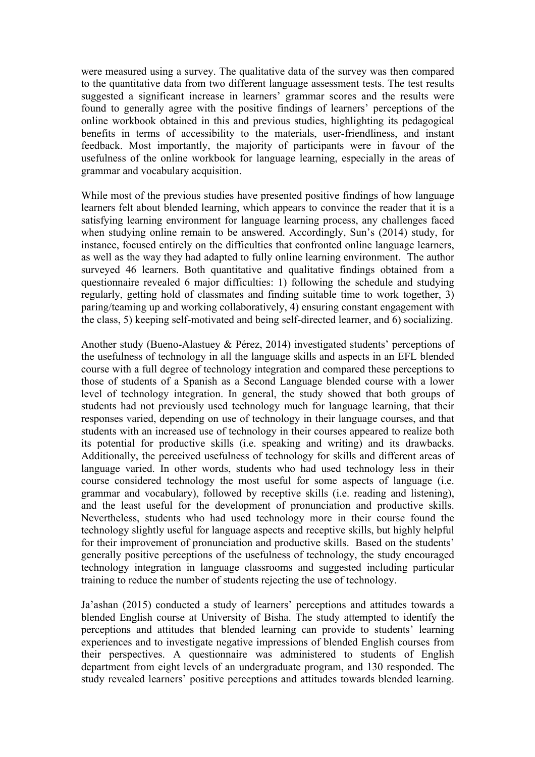were measured using a survey. The qualitative data of the survey was then compared to the quantitative data from two different language assessment tests. The test results suggested a significant increase in learners' grammar scores and the results were found to generally agree with the positive findings of learners' perceptions of the online workbook obtained in this and previous studies, highlighting its pedagogical benefits in terms of accessibility to the materials, user-friendliness, and instant feedback. Most importantly, the majority of participants were in favour of the usefulness of the online workbook for language learning, especially in the areas of grammar and vocabulary acquisition.

While most of the previous studies have presented positive findings of how language learners felt about blended learning, which appears to convince the reader that it is a satisfying learning environment for language learning process, any challenges faced when studying online remain to be answered. Accordingly, Sun's (2014) study, for instance, focused entirely on the difficulties that confronted online language learners, as well as the way they had adapted to fully online learning environment. The author surveyed 46 learners. Both quantitative and qualitative findings obtained from a questionnaire revealed 6 major difficulties: 1) following the schedule and studying regularly, getting hold of classmates and finding suitable time to work together, 3) paring/teaming up and working collaboratively, 4) ensuring constant engagement with the class, 5) keeping self-motivated and being self-directed learner, and 6) socializing.

Another study (Bueno-Alastuey & Pérez, 2014) investigated students' perceptions of the usefulness of technology in all the language skills and aspects in an EFL blended course with a full degree of technology integration and compared these perceptions to those of students of a Spanish as a Second Language blended course with a lower level of technology integration. In general, the study showed that both groups of students had not previously used technology much for language learning, that their responses varied, depending on use of technology in their language courses, and that students with an increased use of technology in their courses appeared to realize both its potential for productive skills (i.e. speaking and writing) and its drawbacks. Additionally, the perceived usefulness of technology for skills and different areas of language varied. In other words, students who had used technology less in their course considered technology the most useful for some aspects of language (i.e. grammar and vocabulary), followed by receptive skills (i.e. reading and listening), and the least useful for the development of pronunciation and productive skills. Nevertheless, students who had used technology more in their course found the technology slightly useful for language aspects and receptive skills, but highly helpful for their improvement of pronunciation and productive skills. Based on the students' generally positive perceptions of the usefulness of technology, the study encouraged technology integration in language classrooms and suggested including particular training to reduce the number of students rejecting the use of technology.

Ja'ashan (2015) conducted a study of learners' perceptions and attitudes towards a blended English course at University of Bisha. The study attempted to identify the perceptions and attitudes that blended learning can provide to students' learning experiences and to investigate negative impressions of blended English courses from their perspectives. A questionnaire was administered to students of English department from eight levels of an undergraduate program, and 130 responded. The study revealed learners' positive perceptions and attitudes towards blended learning.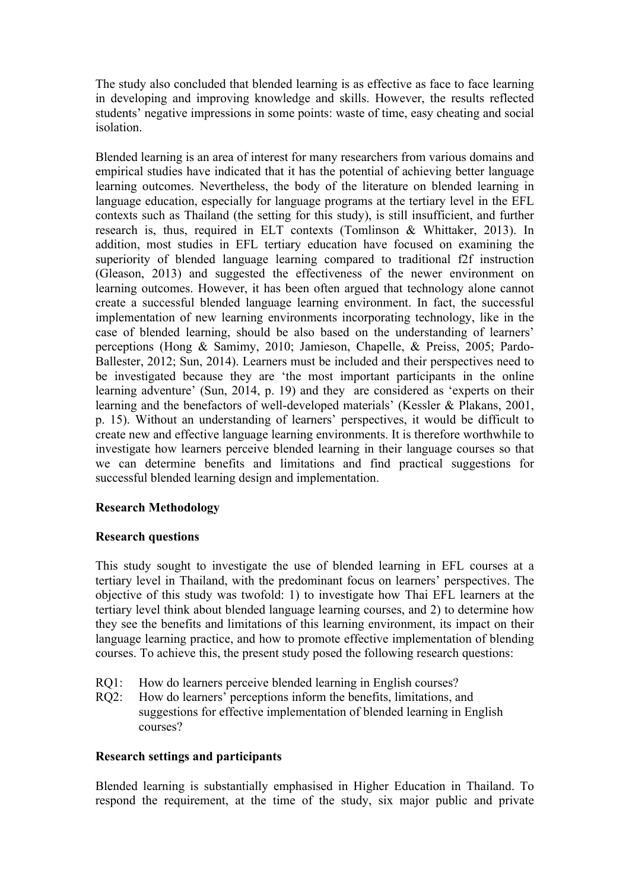The study also concluded that blended learning is as effective as face to face learning in developing and improving knowledge and skills. However, the results reflected students' negative impressions in some points: waste of time, easy cheating and social isolation.

Blended learning is an area of interest for many researchers from various domains and empirical studies have indicated that it has the potential of achieving better language learning outcomes. Nevertheless, the body of the literature on blended learning in language education, especially for language programs at the tertiary level in the EFL contexts such as Thailand (the setting for this study), is still insufficient, and further research is, thus, required in ELT contexts (Tomlinson & Whittaker, 2013). In addition, most studies in EFL tertiary education have focused on examining the superiority of blended language learning compared to traditional f2f instruction (Gleason, 2013) and suggested the effectiveness of the newer environment on learning outcomes. However, it has been often argued that technology alone cannot create a successful blended language learning environment. In fact, the successful implementation of new learning environments incorporating technology, like in the case of blended learning, should be also based on the understanding of learners' perceptions (Hong & Samimy, 2010; Jamieson, Chapelle, & Preiss, 2005; Pardo-Ballester, 2012; Sun, 2014). Learners must be included and their perspectives need to be investigated because they are 'the most important participants in the online learning adventure' (Sun, 2014, p. 19) and they are considered as 'experts on their learning and the benefactors of well-developed materials' (Kessler & Plakans, 2001, p. 15). Without an understanding of learners' perspectives, it would be difficult to create new and effective language learning environments. It is therefore worthwhile to investigate how learners perceive blended learning in their language courses so that we can determine benefits and limitations and find practical suggestions for successful blended learning design and implementation.

## Research Methodology

### Research questions

This study sought to investigate the use of blended learning in EFL courses at a tertiary level in Thailand, with the predominant focus on learners' perspectives. The objective of this study was twofold: 1) to investigate how Thai EFL learners at the tertiary level think about blended language learning courses, and 2) to determine how they see the benefits and limitations of this learning environment, its impact on their language learning practice, and how to promote effective implementation of blending courses. To achieve this, the present study posed the following research questions:

RQ1: How do learners perceive blended learning in English courses?

RQ2: How do learners' perceptions inform the benefits, limitations, and suggestions for effective implementation of blended learning in English courses?

### Research settings and participants

Blended learning is substantially emphasised in Higher Education in Thailand. To respond the requirement, at the time of the study, six major public and private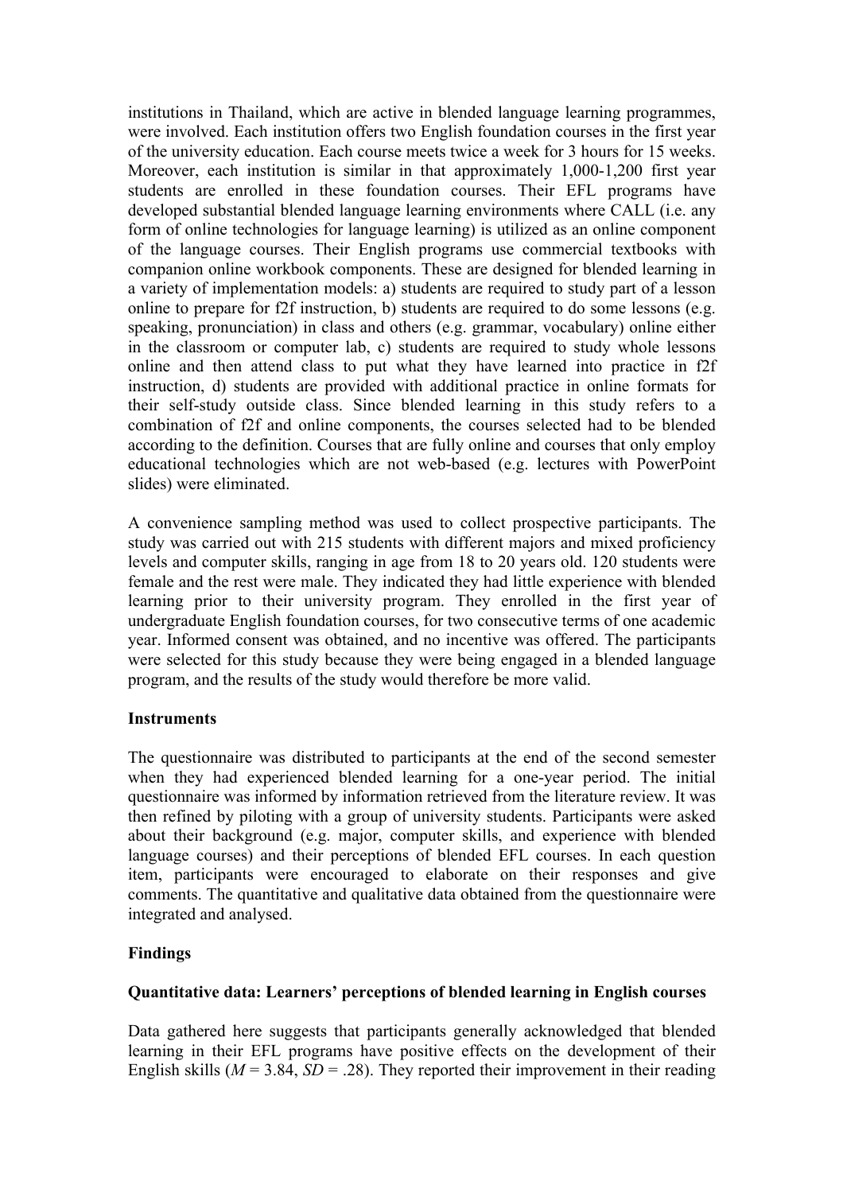institutions in Thailand, which are active in blended language learning programmes, were involved. Each institution offers two English foundation courses in the first year of the university education. Each course meets twice a week for 3 hours for 15 weeks. Moreover, each institution is similar in that approximately 1,000-1,200 first year students are enrolled in these foundation courses. Their EFL programs have developed substantial blended language learning environments where CALL (i.e. any form of online technologies for language learning) is utilized as an online component of the language courses. Their English programs use commercial textbooks with companion online workbook components. These are designed for blended learning in a variety of implementation models: a) students are required to study part of a lesson online to prepare for f2f instruction, b) students are required to do some lessons (e.g. speaking, pronunciation) in class and others (e.g. grammar, vocabulary) online either in the classroom or computer lab, c) students are required to study whole lessons online and then attend class to put what they have learned into practice in f2f instruction, d) students are provided with additional practice in online formats for their self-study outside class. Since blended learning in this study refers to a combination of f2f and online components, the courses selected had to be blended according to the definition. Courses that are fully online and courses that only employ educational technologies which are not web-based (e.g. lectures with PowerPoint slides) were eliminated.

A convenience sampling method was used to collect prospective participants. The study was carried out with 215 students with different majors and mixed proficiency levels and computer skills, ranging in age from 18 to 20 years old. 120 students were female and the rest were male. They indicated they had little experience with blended learning prior to their university program. They enrolled in the first year of undergraduate English foundation courses, for two consecutive terms of one academic year. Informed consent was obtained, and no incentive was offered. The participants were selected for this study because they were being engaged in a blended language program, and the results of the study would therefore be more valid.

### Instruments

The questionnaire was distributed to participants at the end of the second semester when they had experienced blended learning for a one-year period. The initial questionnaire was informed by information retrieved from the literature review. It was then refined by piloting with a group of university students. Participants were asked about their background (e.g. major, computer skills, and experience with blended language courses) and their perceptions of blended EFL courses. In each question item, participants were encouraged to elaborate on their responses and give comments. The quantitative and qualitative data obtained from the questionnaire were integrated and analysed.

## Findings

### Quantitative data: Learners' perceptions of blended learning in English courses

Data gathered here suggests that participants generally acknowledged that blended learning in their EFL programs have positive effects on the development of their English skills ($M = 3.84$, $SD = .28$). They reported their improvement in their reading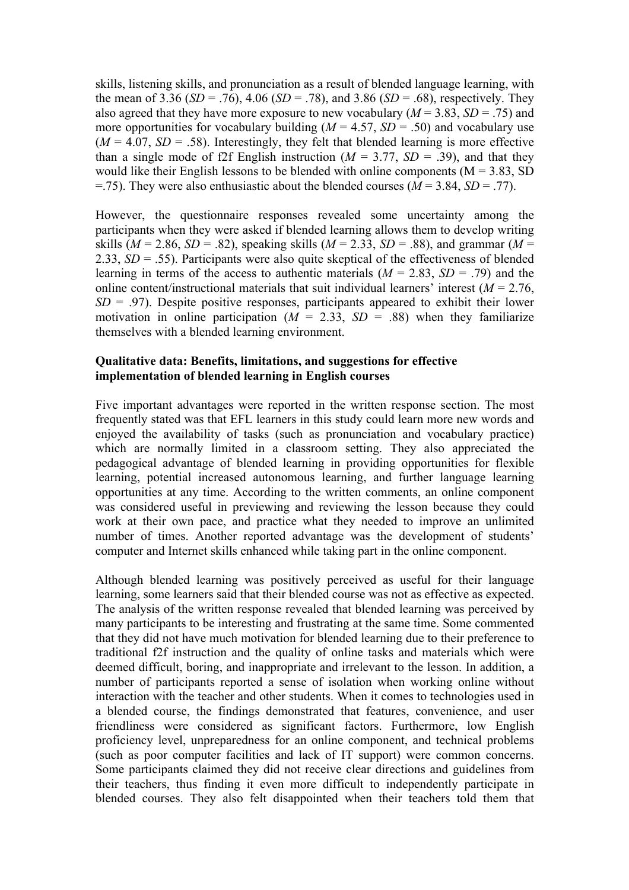skills, listening skills, and pronunciation as a result of blended language learning, with the mean of 3.36 (*SD* = .76), 4.06 (*SD* = .78), and 3.86 (*SD* = .68), respectively. They also agreed that they have more exposure to new vocabulary (*M* = 3.83, *SD* = .75) and more opportunities for vocabulary building (*M* = 4.57, *SD* = .50) and vocabulary use (*M* = 4.07, *SD* = .58). Interestingly, they felt that blended learning is more effective than a single mode of f2f English instruction (*M* = 3.77, *SD* = .39), and that they would like their English lessons to be blended with online components (M = 3.83, SD =.75). They were also enthusiastic about the blended courses (*M* = 3.84, *SD* = .77).

However, the questionnaire responses revealed some uncertainty among the participants when they were asked if blended learning allows them to develop writing skills (*M* = 2.86, *SD* = .82), speaking skills (*M* = 2.33, *SD* = .88), and grammar (*M* = 2.33, *SD* = .55). Participants were also quite skeptical of the effectiveness of blended learning in terms of the access to authentic materials (*M* = 2.83, *SD* = .79) and the online content/instructional materials that suit individual learners' interest (*M* = 2.76, *SD* = .97). Despite positive responses, participants appeared to exhibit their lower motivation in online participation (*M* = 2.33, *SD* = .88) when they familiarize themselves with a blended learning environment.

**Qualitative data: Benefits, limitations, and suggestions for effective implementation of blended learning in English courses**

Five important advantages were reported in the written response section. The most frequently stated was that EFL learners in this study could learn more new words and enjoyed the availability of tasks (such as pronunciation and vocabulary practice) which are normally limited in a classroom setting. They also appreciated the pedagogical advantage of blended learning in providing opportunities for flexible learning, potential increased autonomous learning, and further language learning opportunities at any time. According to the written comments, an online component was considered useful in previewing and reviewing the lesson because they could work at their own pace, and practice what they needed to improve an unlimited number of times. Another reported advantage was the development of students' computer and Internet skills enhanced while taking part in the online component.

Although blended learning was positively perceived as useful for their language learning, some learners said that their blended course was not as effective as expected. The analysis of the written response revealed that blended learning was perceived by many participants to be interesting and frustrating at the same time. Some commented that they did not have much motivation for blended learning due to their preference to traditional f2f instruction and the quality of online tasks and materials which were deemed difficult, boring, and inappropriate and irrelevant to the lesson. In addition, a number of participants reported a sense of isolation when working online without interaction with the teacher and other students. When it comes to technologies used in a blended course, the findings demonstrated that features, convenience, and user friendliness were considered as significant factors. Furthermore, low English proficiency level, unpreparedness for an online component, and technical problems (such as poor computer facilities and lack of IT support) were common concerns. Some participants claimed they did not receive clear directions and guidelines from their teachers, thus finding it even more difficult to independently participate in blended courses. They also felt disappointed when their teachers told them that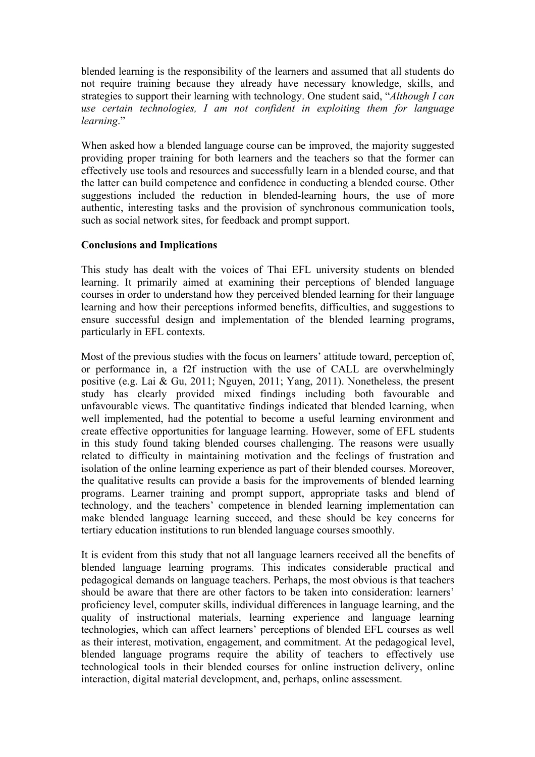blended learning is the responsibility of the learners and assumed that all students do not require training because they already have necessary knowledge, skills, and strategies to support their learning with technology. One student said, "*Although I can use certain technologies, I am not confident in exploiting them for language learning*."

When asked how a blended language course can be improved, the majority suggested providing proper training for both learners and the teachers so that the former can effectively use tools and resources and successfully learn in a blended course, and that the latter can build competence and confidence in conducting a blended course. Other suggestions included the reduction in blended-learning hours, the use of more authentic, interesting tasks and the provision of synchronous communication tools, such as social network sites, for feedback and prompt support.

**Conclusions and Implications**

This study has dealt with the voices of Thai EFL university students on blended learning. It primarily aimed at examining their perceptions of blended language courses in order to understand how they perceived blended learning for their language learning and how their perceptions informed benefits, difficulties, and suggestions to ensure successful design and implementation of the blended learning programs, particularly in EFL contexts.

Most of the previous studies with the focus on learners' attitude toward, perception of, or performance in, a f2f instruction with the use of CALL are overwhelmingly positive (e.g. Lai & Gu, 2011; Nguyen, 2011; Yang, 2011). Nonetheless, the present study has clearly provided mixed findings including both favourable and unfavourable views. The quantitative findings indicated that blended learning, when well implemented, had the potential to become a useful learning environment and create effective opportunities for language learning. However, some of EFL students in this study found taking blended courses challenging. The reasons were usually related to difficulty in maintaining motivation and the feelings of frustration and isolation of the online learning experience as part of their blended courses. Moreover, the qualitative results can provide a basis for the improvements of blended learning programs. Learner training and prompt support, appropriate tasks and blend of technology, and the teachers' competence in blended learning implementation can make blended language learning succeed, and these should be key concerns for tertiary education institutions to run blended language courses smoothly.

It is evident from this study that not all language learners received all the benefits of blended language learning programs. This indicates considerable practical and pedagogical demands on language teachers. Perhaps, the most obvious is that teachers should be aware that there are other factors to be taken into consideration: learners' proficiency level, computer skills, individual differences in language learning, and the quality of instructional materials, learning experience and language learning technologies, which can affect learners' perceptions of blended EFL courses as well as their interest, motivation, engagement, and commitment. At the pedagogical level, blended language programs require the ability of teachers to effectively use technological tools in their blended courses for online instruction delivery, online interaction, digital material development, and, perhaps, online assessment.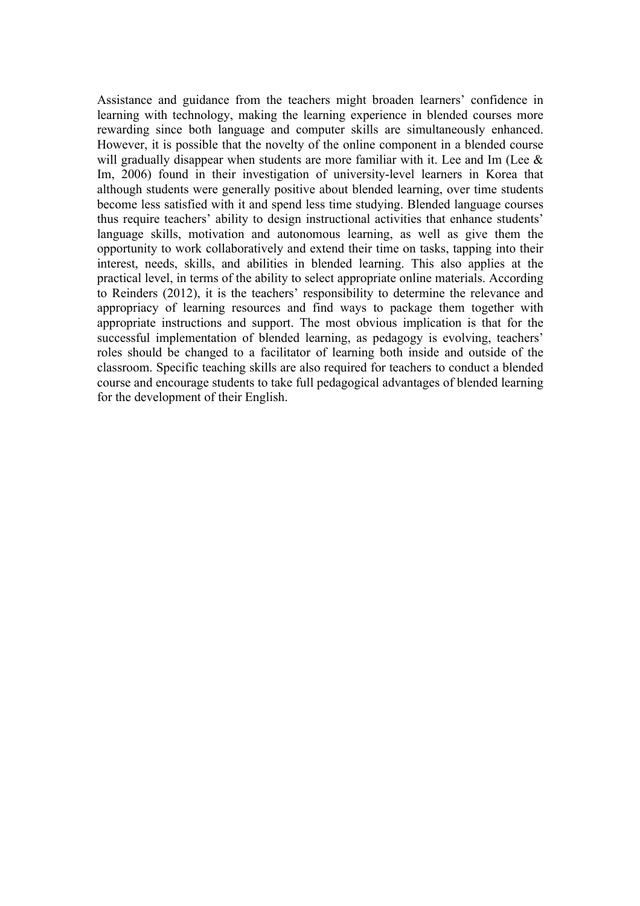Assistance and guidance from the teachers might broaden learners' confidence in learning with technology, making the learning experience in blended courses more rewarding since both language and computer skills are simultaneously enhanced. However, it is possible that the novelty of the online component in a blended course will gradually disappear when students are more familiar with it. Lee and Im (Lee & Im, 2006) found in their investigation of university-level learners in Korea that although students were generally positive about blended learning, over time students become less satisfied with it and spend less time studying. Blended language courses thus require teachers' ability to design instructional activities that enhance students' language skills, motivation and autonomous learning, as well as give them the opportunity to work collaboratively and extend their time on tasks, tapping into their interest, needs, skills, and abilities in blended learning. This also applies at the practical level, in terms of the ability to select appropriate online materials. According to Reinders (2012), it is the teachers' responsibility to determine the relevance and appropriacy of learning resources and find ways to package them together with appropriate instructions and support. The most obvious implication is that for the successful implementation of blended learning, as pedagogy is evolving, teachers' roles should be changed to a facilitator of learning both inside and outside of the classroom. Specific teaching skills are also required for teachers to conduct a blended course and encourage students to take full pedagogical advantages of blended learning for the development of their English.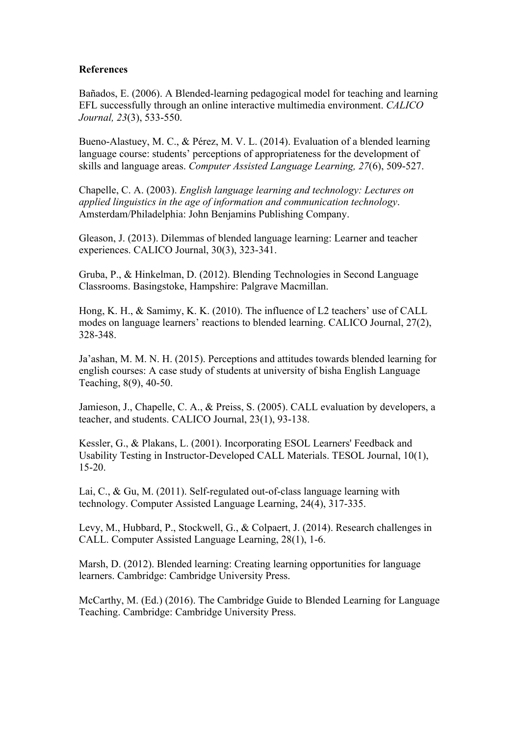**References**

Bañados, E. (2006). A Blended-learning pedagogical model for teaching and learning EFL successfully through an online interactive multimedia environment. *CALICO Journal, 23*(3), 533-550.

Bueno-Alastuey, M. C., & Pérez, M. V. L. (2014). Evaluation of a blended learning language course: students' perceptions of appropriateness for the development of skills and language areas. *Computer Assisted Language Learning, 27*(6), 509-527.

Chapelle, C. A. (2003). *English language learning and technology: Lectures on applied linguistics in the age of information and communication technology*. Amsterdam/Philadelphia: John Benjamins Publishing Company.

Gleason, J. (2013). Dilemmas of blended language learning: Learner and teacher experiences. CALICO Journal, 30(3), 323-341.

Gruba, P., & Hinkelman, D. (2012). Blending Technologies in Second Language Classrooms. Basingstoke, Hampshire: Palgrave Macmillan.

Hong, K. H., & Samimy, K. K. (2010). The influence of L2 teachers' use of CALL modes on language learners' reactions to blended learning. CALICO Journal, 27(2), 328-348.

Ja'ashan, M. M. N. H. (2015). Perceptions and attitudes towards blended learning for english courses: A case study of students at university of bisha English Language Teaching, 8(9), 40-50.

Jamieson, J., Chapelle, C. A., & Preiss, S. (2005). CALL evaluation by developers, a teacher, and students. CALICO Journal, 23(1), 93-138.

Kessler, G., & Plakans, L. (2001). Incorporating ESOL Learners' Feedback and Usability Testing in Instructor-Developed CALL Materials. TESOL Journal, 10(1), 15-20.

Lai, C., & Gu, M. (2011). Self-regulated out-of-class language learning with technology. Computer Assisted Language Learning, 24(4), 317-335.

Levy, M., Hubbard, P., Stockwell, G., & Colpaert, J. (2014). Research challenges in CALL. Computer Assisted Language Learning, 28(1), 1-6.

Marsh, D. (2012). Blended learning: Creating learning opportunities for language learners. Cambridge: Cambridge University Press.

McCarthy, M. (Ed.) (2016). The Cambridge Guide to Blended Learning for Language Teaching. Cambridge: Cambridge University Press.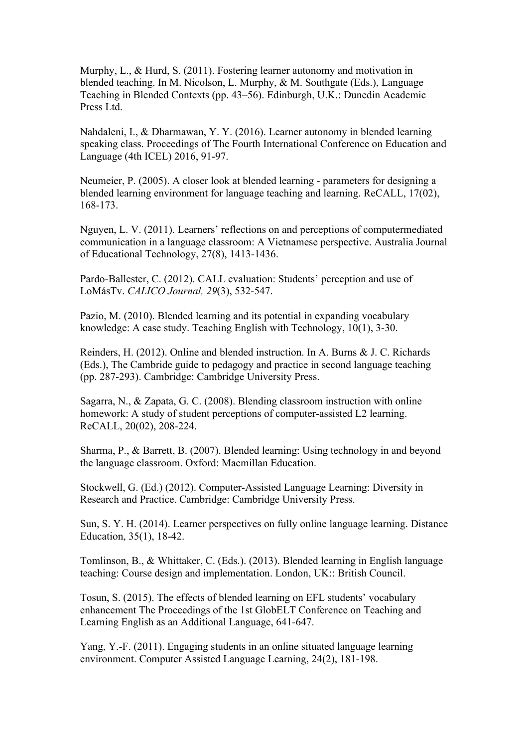Murphy, L., & Hurd, S. (2011). Fostering learner autonomy and motivation in blended teaching. In M. Nicolson, L. Murphy, & M. Southgate (Eds.), Language Teaching in Blended Contexts (pp. 43–56). Edinburgh, U.K.: Dunedin Academic Press Ltd.

Nahdaleni, I., & Dharmawan, Y. Y. (2016). Learner autonomy in blended learning speaking class. Proceedings of The Fourth International Conference on Education and Language (4th ICEL) 2016, 91-97.

Neumeier, P. (2005). A closer look at blended learning - parameters for designing a blended learning environment for language teaching and learning. ReCALL, 17(02), 168-173.

Nguyen, L. V. (2011). Learners' reflections on and perceptions of computermediated communication in a language classroom: A Vietnamese perspective. Australia Journal of Educational Technology, 27(8), 1413-1436.

Pardo-Ballester, C. (2012). CALL evaluation: Students' perception and use of LoMásTv. *CALICO Journal, 29*(3), 532-547.

Pazio, M. (2010). Blended learning and its potential in expanding vocabulary knowledge: A case study. Teaching English with Technology, 10(1), 3-30.

Reinders, H. (2012). Online and blended instruction. In A. Burns & J. C. Richards (Eds.), The Cambride guide to pedagogy and practice in second language teaching (pp. 287-293). Cambridge: Cambridge University Press.

Sagarra, N., & Zapata, G. C. (2008). Blending classroom instruction with online homework: A study of student perceptions of computer-assisted L2 learning. ReCALL, 20(02), 208-224.

Sharma, P., & Barrett, B. (2007). Blended learning: Using technology in and beyond the language classroom. Oxford: Macmillan Education.

Stockwell, G. (Ed.) (2012). Computer-Assisted Language Learning: Diversity in Research and Practice. Cambridge: Cambridge University Press.

Sun, S. Y. H. (2014). Learner perspectives on fully online language learning. Distance Education, 35(1), 18-42.

Tomlinson, B., & Whittaker, C. (Eds.). (2013). Blended learning in English language teaching: Course design and implementation. London, UK:: British Council.

Tosun, S. (2015). The effects of blended learning on EFL students' vocabulary enhancement The Proceedings of the 1st GlobELT Conference on Teaching and Learning English as an Additional Language, 641-647.

Yang, Y.-F. (2011). Engaging students in an online situated language learning environment. Computer Assisted Language Learning, 24(2), 181-198.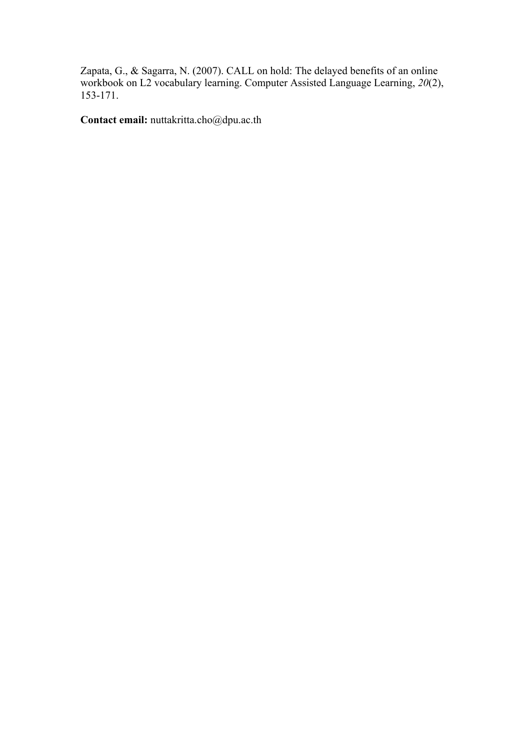Zapata, G., & Sagarra, N. (2007). CALL on hold: The delayed benefits of an online workbook on L2 vocabulary learning. Computer Assisted Language Learning, *20*(2), 153-171.

**Contact email:** nuttakritta.cho@dpu.ac.th